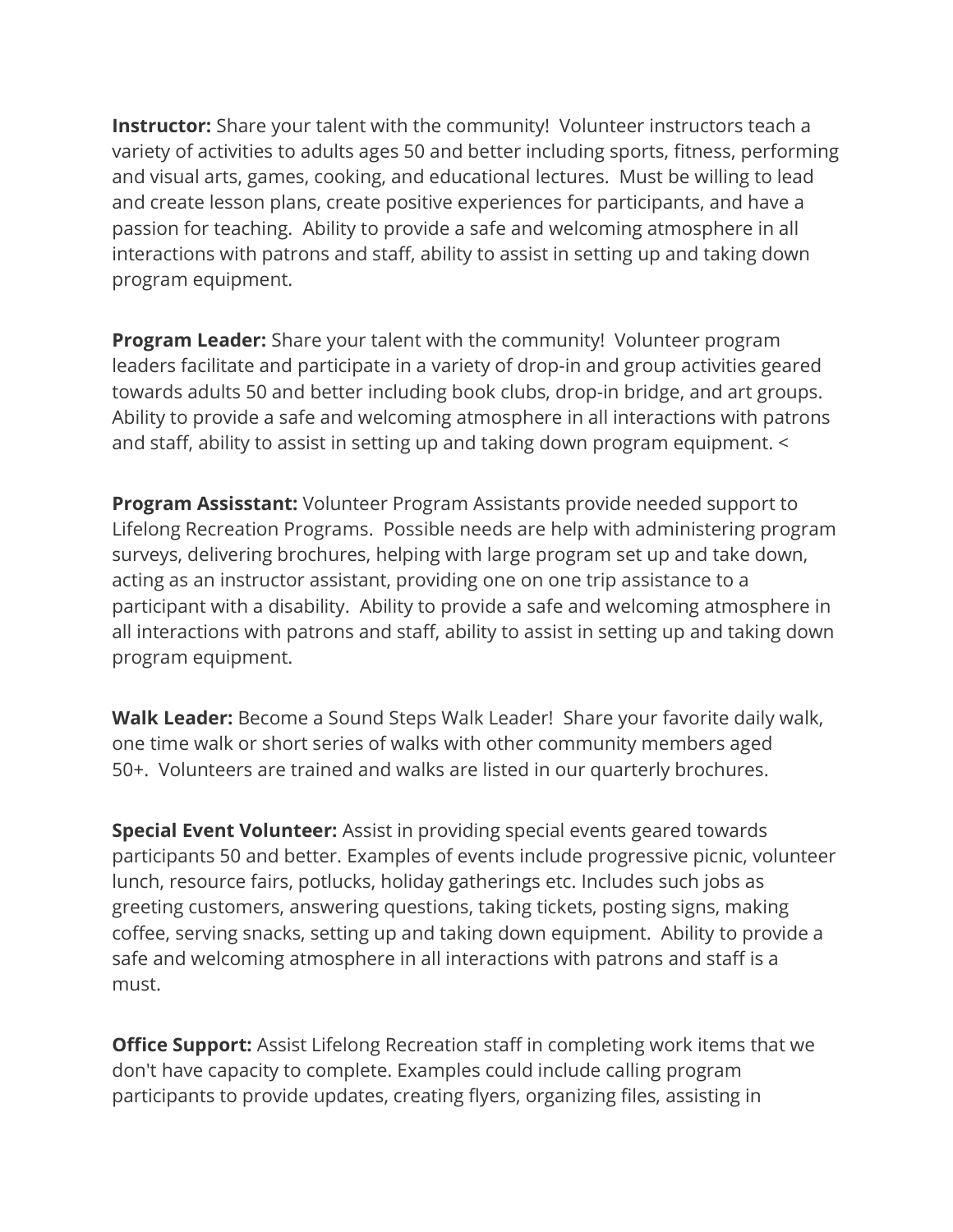**Instructor:** Share your talent with the community! Volunteer instructors teach a variety of activities to adults ages 50 and better including sports, fitness, performing and visual arts, games, cooking, and educational lectures. Must be willing to lead and create lesson plans, create positive experiences for participants, and have a passion for teaching. Ability to provide a safe and welcoming atmosphere in all interactions with patrons and staff, ability to assist in setting up and taking down program equipment.

**Program Leader:** Share your talent with the community! Volunteer program leaders facilitate and participate in a variety of drop-in and group activities geared towards adults 50 and better including book clubs, drop-in bridge, and art groups. Ability to provide a safe and welcoming atmosphere in all interactions with patrons and staff, ability to assist in setting up and taking down program equipment. <

**Program Assisstant:** Volunteer Program Assistants provide needed support to Lifelong Recreation Programs. Possible needs are help with administering program surveys, delivering brochures, helping with large program set up and take down, acting as an instructor assistant, providing one on one trip assistance to a participant with a disability. Ability to provide a safe and welcoming atmosphere in all interactions with patrons and staff, ability to assist in setting up and taking down program equipment.

**Walk Leader:** Become a Sound Steps Walk Leader! Share your favorite daily walk, one time walk or short series of walks with other community members aged 50+. Volunteers are trained and walks are listed in our quarterly brochures.

**Special Event Volunteer:** Assist in providing special events geared towards participants 50 and better. Examples of events include progressive picnic, volunteer lunch, resource fairs, potlucks, holiday gatherings etc. Includes such jobs as greeting customers, answering questions, taking tickets, posting signs, making coffee, serving snacks, setting up and taking down equipment. Ability to provide a safe and welcoming atmosphere in all interactions with patrons and staff is a must.

**Office Support:** Assist Lifelong Recreation staff in completing work items that we don't have capacity to complete. Examples could include calling program participants to provide updates, creating flyers, organizing files, assisting in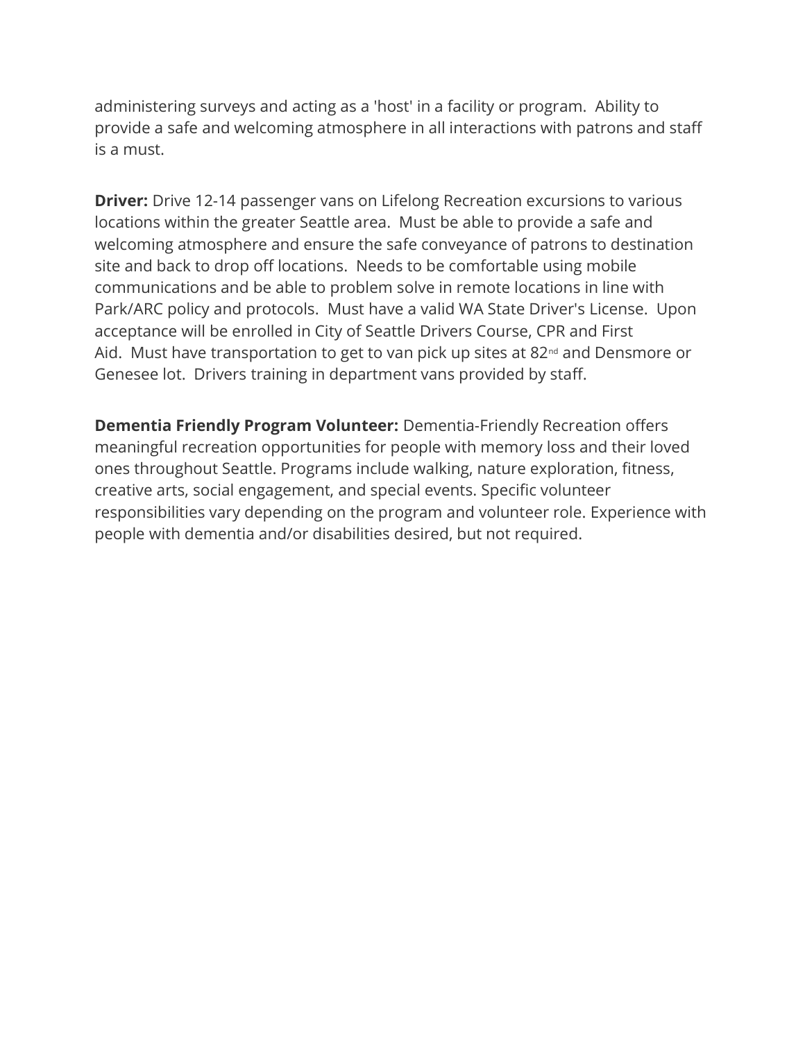administering surveys and acting as a 'host' in a facility or program. Ability to provide a safe and welcoming atmosphere in all interactions with patrons and staff is a must.

**Driver:** Drive 12-14 passenger vans on Lifelong Recreation excursions to various locations within the greater Seattle area. Must be able to provide a safe and welcoming atmosphere and ensure the safe conveyance of patrons to destination site and back to drop off locations. Needs to be comfortable using mobile communications and be able to problem solve in remote locations in line with Park/ARC policy and protocols. Must have a valid WA State Driver's License. Upon acceptance will be enrolled in City of Seattle Drivers Course, CPR and First Aid. Must have transportation to get to van pick up sites at 82nd and Densmore or Genesee lot. Drivers training in department vans provided by staff.

**Dementia Friendly Program Volunteer:** Dementia-Friendly Recreation offers meaningful recreation opportunities for people with memory loss and their loved ones throughout Seattle. Programs include walking, nature exploration, fitness, creative arts, social engagement, and special events. Specific volunteer responsibilities vary depending on the program and volunteer role. Experience with people with dementia and/or disabilities desired, but not required.